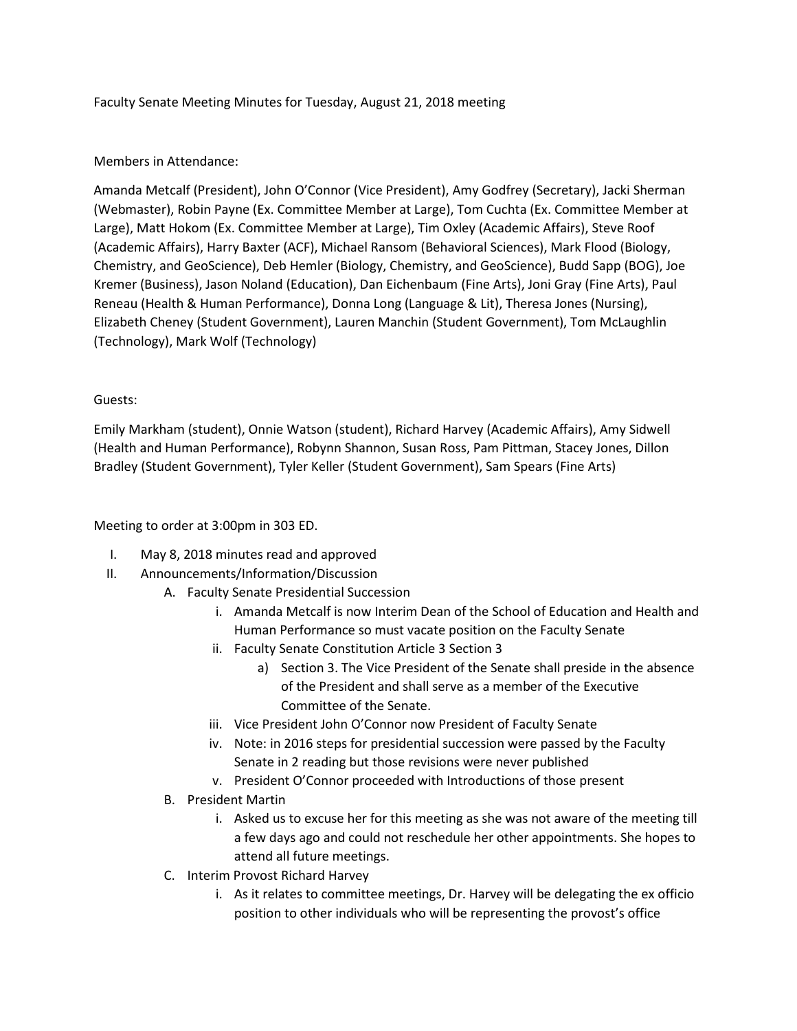Faculty Senate Meeting Minutes for Tuesday, August 21, 2018 meeting

Members in Attendance:

Amanda Metcalf (President), John O'Connor (Vice President), Amy Godfrey (Secretary), Jacki Sherman (Webmaster), Robin Payne (Ex. Committee Member at Large), Tom Cuchta (Ex. Committee Member at Large), Matt Hokom (Ex. Committee Member at Large), Tim Oxley (Academic Affairs), Steve Roof (Academic Affairs), Harry Baxter (ACF), Michael Ransom (Behavioral Sciences), Mark Flood (Biology, Chemistry, and GeoScience), Deb Hemler (Biology, Chemistry, and GeoScience), Budd Sapp (BOG), Joe Kremer (Business), Jason Noland (Education), Dan Eichenbaum (Fine Arts), Joni Gray (Fine Arts), Paul Reneau (Health & Human Performance), Donna Long (Language & Lit), Theresa Jones (Nursing), Elizabeth Cheney (Student Government), Lauren Manchin (Student Government), Tom McLaughlin (Technology), Mark Wolf (Technology)

Guests:

Emily Markham (student), Onnie Watson (student), Richard Harvey (Academic Affairs), Amy Sidwell (Health and Human Performance), Robynn Shannon, Susan Ross, Pam Pittman, Stacey Jones, Dillon Bradley (Student Government), Tyler Keller (Student Government), Sam Spears (Fine Arts)

Meeting to order at 3:00pm in 303 ED.

I. May 8, 2018 minutes read and approved
II. Announcements/Information/Discussion
    A. Faculty Senate Presidential Succession
        i. Amanda Metcalf is now Interim Dean of the School of Education and Health and Human Performance so must vacate position on the Faculty Senate
        ii. Faculty Senate Constitution Article 3 Section 3
            a) Section 3. The Vice President of the Senate shall preside in the absence of the President and shall serve as a member of the Executive Committee of the Senate.
        iii. Vice President John O'Connor now President of Faculty Senate
        iv. Note: in 2016 steps for presidential succession were passed by the Faculty Senate in 2 reading but those revisions were never published
        v. President O'Connor proceeded with Introductions of those present
    B. President Martin
        i. Asked us to excuse her for this meeting as she was not aware of the meeting till a few days ago and could not reschedule her other appointments. She hopes to attend all future meetings.
    C. Interim Provost Richard Harvey
        i. As it relates to committee meetings, Dr. Harvey will be delegating the ex officio position to other individuals who will be representing the provost's office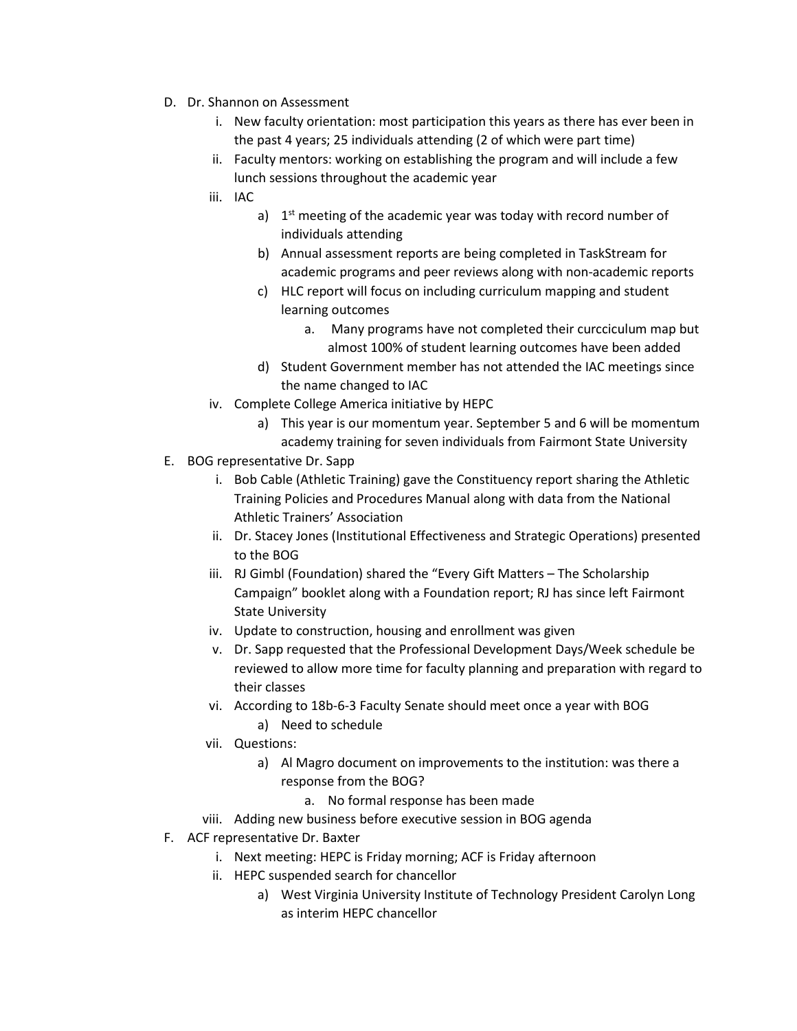D. Dr. Shannon on Assessment
    i. New faculty orientation: most participation this years as there has ever been in the past 4 years; 25 individuals attending (2 of which were part time)
    ii. Faculty mentors: working on establishing the program and will include a few lunch sessions throughout the academic year
    iii. IAC
        a) 1st meeting of the academic year was today with record number of individuals attending
        b) Annual assessment reports are being completed in TaskStream for academic programs and peer reviews along with non-academic reports
        c) HLC report will focus on including curriculum mapping and student learning outcomes
            a. Many programs have not completed their curcciculum map but almost 100% of student learning outcomes have been added
        d) Student Government member has not attended the IAC meetings since the name changed to IAC
    iv. Complete College America initiative by HEPC
        a) This year is our momentum year. September 5 and 6 will be momentum academy training for seven individuals from Fairmont State University

E. BOG representative Dr. Sapp
    i. Bob Cable (Athletic Training) gave the Constituency report sharing the Athletic Training Policies and Procedures Manual along with data from the National Athletic Trainers' Association
    ii. Dr. Stacey Jones (Institutional Effectiveness and Strategic Operations) presented to the BOG
    iii. RJ Gimbl (Foundation) shared the "Every Gift Matters – The Scholarship Campaign" booklet along with a Foundation report; RJ has since left Fairmont State University
    iv. Update to construction, housing and enrollment was given
    v. Dr. Sapp requested that the Professional Development Days/Week schedule be reviewed to allow more time for faculty planning and preparation with regard to their classes
    vi. According to 18b-6-3 Faculty Senate should meet once a year with BOG
        a) Need to schedule
    vii. Questions:
        a) Al Magro document on improvements to the institution: was there a response from the BOG?
            a. No formal response has been made
    viii. Adding new business before executive session in BOG agenda

F. ACF representative Dr. Baxter
    i. Next meeting: HEPC is Friday morning; ACF is Friday afternoon
    ii. HEPC suspended search for chancellor
        a) West Virginia University Institute of Technology President Carolyn Long as interim HEPC chancellor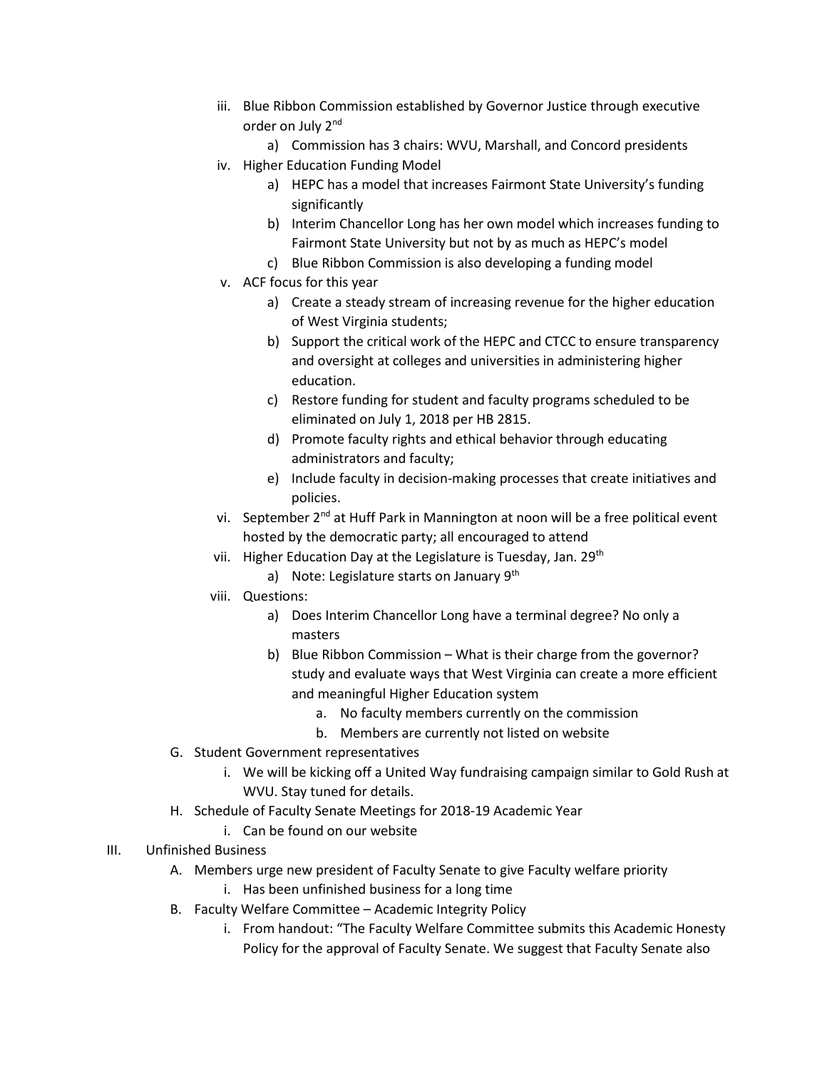iii. Blue Ribbon Commission established by Governor Justice through executive order on July 2nd
    a) Commission has 3 chairs: WVU, Marshall, and Concord presidents

iv. Higher Education Funding Model
    a) HEPC has a model that increases Fairmont State University's funding significantly
    b) Interim Chancellor Long has her own model which increases funding to Fairmont State University but not by as much as HEPC's model
    c) Blue Ribbon Commission is also developing a funding model

v. ACF focus for this year
    a) Create a steady stream of increasing revenue for the higher education of West Virginia students;
    b) Support the critical work of the HEPC and CTCC to ensure transparency and oversight at colleges and universities in administering higher education.
    c) Restore funding for student and faculty programs scheduled to be eliminated on July 1, 2018 per HB 2815.
    d) Promote faculty rights and ethical behavior through educating administrators and faculty;
    e) Include faculty in decision-making processes that create initiatives and policies.

vi. September 2nd at Huff Park in Mannington at noon will be a free political event hosted by the democratic party; all encouraged to attend

vii. Higher Education Day at the Legislature is Tuesday, Jan. 29th
    a) Note: Legislature starts on January 9th

viii. Questions:
    a) Does Interim Chancellor Long have a terminal degree? No only a masters
    b) Blue Ribbon Commission – What is their charge from the governor? study and evaluate ways that West Virginia can create a more efficient and meaningful Higher Education system
        a. No faculty members currently on the commission
        b. Members are currently not listed on website

G. Student Government representatives
    i. We will be kicking off a United Way fundraising campaign similar to Gold Rush at WVU. Stay tuned for details.

H. Schedule of Faculty Senate Meetings for 2018-19 Academic Year
    i. Can be found on our website

III. Unfinished Business

A. Members urge new president of Faculty Senate to give Faculty welfare priority
    i. Has been unfinished business for a long time

B. Faculty Welfare Committee – Academic Integrity Policy
    i. From handout: "The Faculty Welfare Committee submits this Academic Honesty Policy for the approval of Faculty Senate. We suggest that Faculty Senate also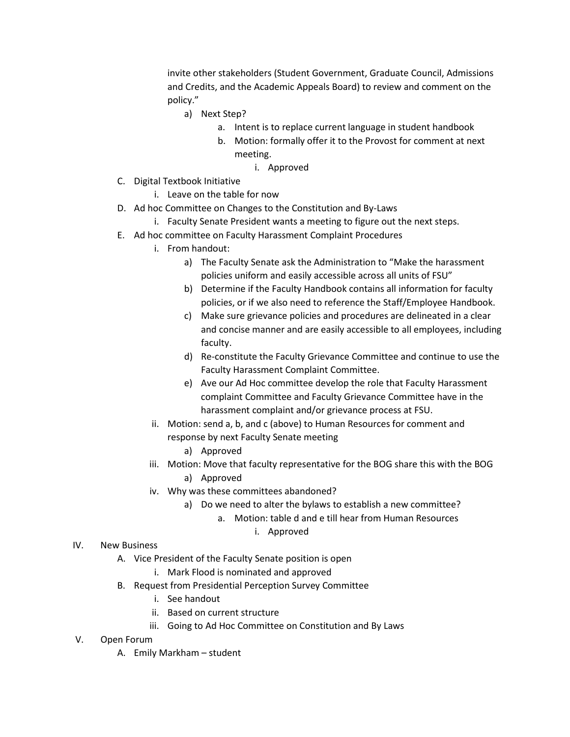invite other stakeholders (Student Government, Graduate Council, Admissions and Credits, and the Academic Appeals Board) to review and comment on the policy."

- a) Next Step?
    - a. Intent is to replace current language in student handbook
    - b. Motion: formally offer it to the Provost for comment at next meeting.
        - i. Approved

- C. Digital Textbook Initiative
    - i. Leave on the table for now
- D. Ad hoc Committee on Changes to the Constitution and By-Laws
    - i. Faculty Senate President wants a meeting to figure out the next steps.
- E. Ad hoc committee on Faculty Harassment Complaint Procedures
    - i. From handout:
        - a) The Faculty Senate ask the Administration to "Make the harassment policies uniform and easily accessible across all units of FSU"
        - b) Determine if the Faculty Handbook contains all information for faculty policies, or if we also need to reference the Staff/Employee Handbook.
        - c) Make sure grievance policies and procedures are delineated in a clear and concise manner and are easily accessible to all employees, including faculty.
        - d) Re-constitute the Faculty Grievance Committee and continue to use the Faculty Harassment Complaint Committee.
        - e) Ave our Ad Hoc committee develop the role that Faculty Harassment complaint Committee and Faculty Grievance Committee have in the harassment complaint and/or grievance process at FSU.
    - ii. Motion: send a, b, and c (above) to Human Resources for comment and response by next Faculty Senate meeting
        - a) Approved
    - iii. Motion: Move that faculty representative for the BOG share this with the BOG
        - a) Approved
    - iv. Why was these committees abandoned?
        - a) Do we need to alter the bylaws to establish a new committee?
            - a. Motion: table d and e till hear from Human Resources
                - i. Approved

IV. New Business

- A. Vice President of the Faculty Senate position is open
    - i. Mark Flood is nominated and approved
- B. Request from Presidential Perception Survey Committee
    - i. See handout
    - ii. Based on current structure
    - iii. Going to Ad Hoc Committee on Constitution and By Laws

V. Open Forum

- A. Emily Markham – student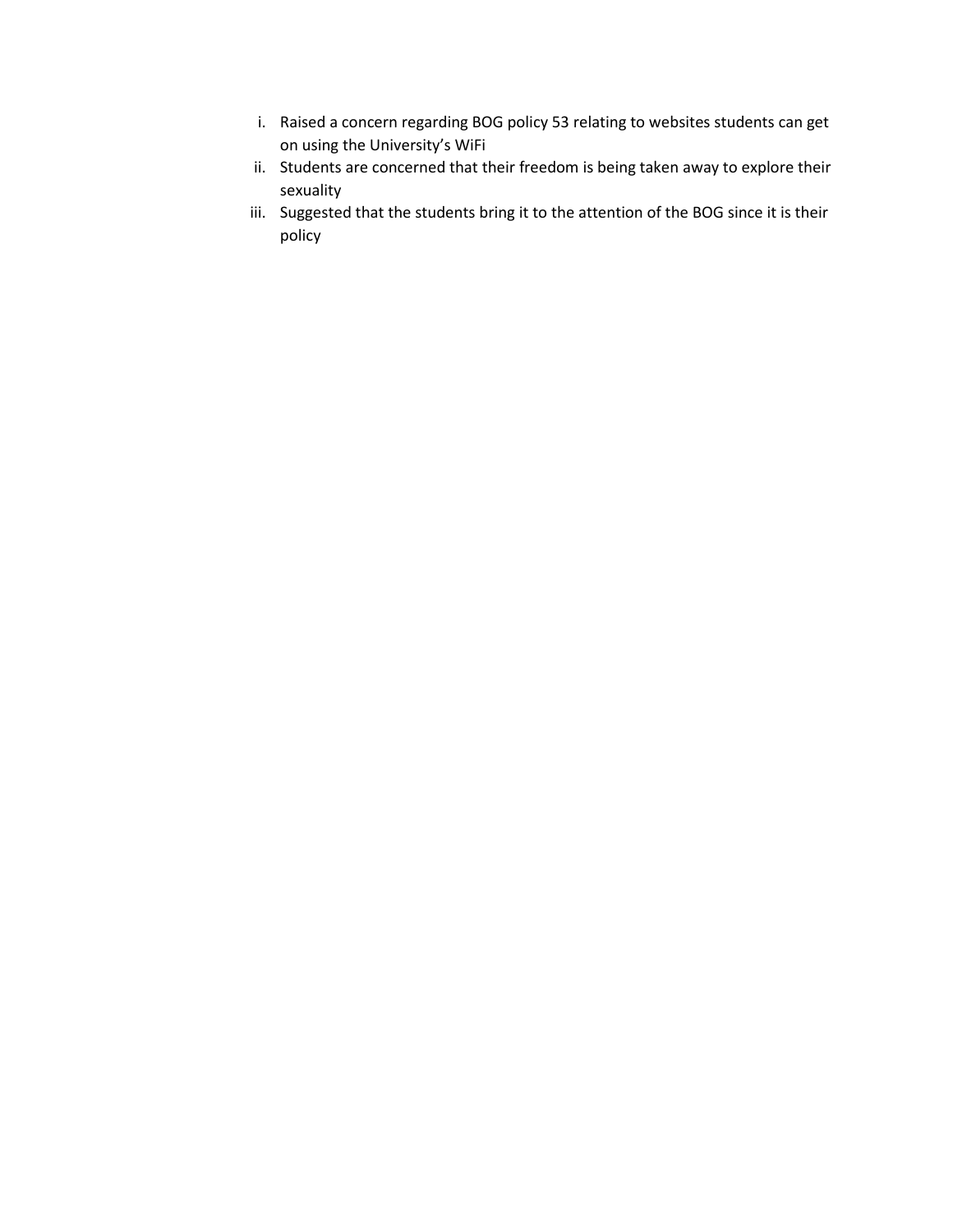i. Raised a concern regarding BOG policy 53 relating to websites students can get on using the University's WiFi
ii. Students are concerned that their freedom is being taken away to explore their sexuality
iii. Suggested that the students bring it to the attention of the BOG since it is their policy